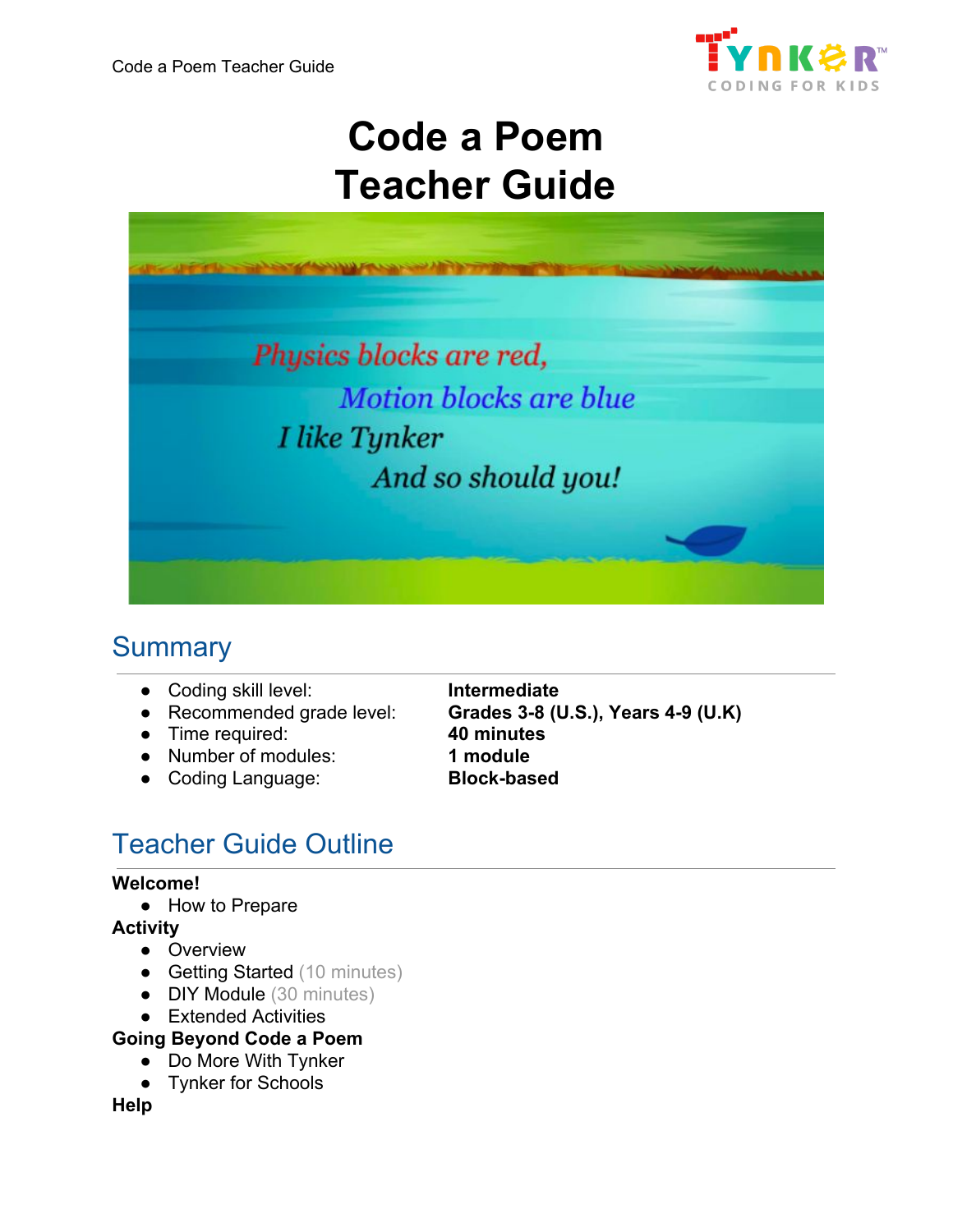# Code a Poem
# Teacher Guide

## Summary

- Coding skill level: **Intermediate**
- Recommended grade level: **Grades 3-8 (U.S.), Years 4-9 (U.K)**
- Time required: **40 minutes**
- Number of modules: **1 module**
- Coding Language: **Block-based**

## Teacher Guide Outline

**Welcome!**
- How to Prepare

**Activity**
- Overview
- Getting Started (10 minutes)
- DIY Module (30 minutes)
- Extended Activities

**Going Beyond Code a Poem**
- Do More With Tynker
- Tynker for Schools

**Help**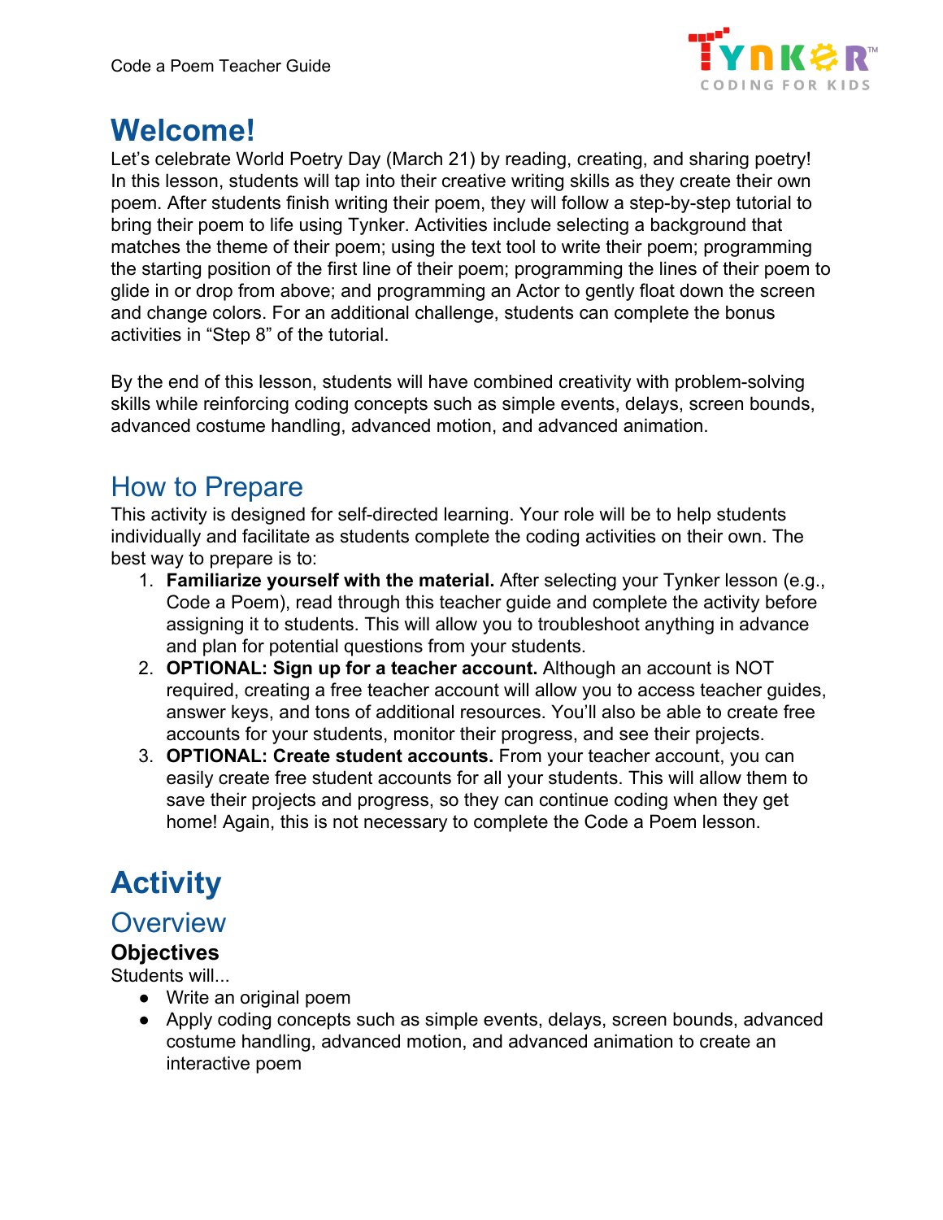# Welcome!

Let's celebrate World Poetry Day (March 21) by reading, creating, and sharing poetry! In this lesson, students will tap into their creative writing skills as they create their own poem. After students finish writing their poem, they will follow a step-by-step tutorial to bring their poem to life using Tynker. Activities include selecting a background that matches the theme of their poem; using the text tool to write their poem; programming the starting position of the first line of their poem; programming the lines of their poem to glide in or drop from above; and programming an Actor to gently float down the screen and change colors. For an additional challenge, students can complete the bonus activities in "Step 8" of the tutorial.

By the end of this lesson, students will have combined creativity with problem-solving skills while reinforcing coding concepts such as simple events, delays, screen bounds, advanced costume handling, advanced motion, and advanced animation.

## How to Prepare

This activity is designed for self-directed learning. Your role will be to help students individually and facilitate as students complete the coding activities on their own. The best way to prepare is to:

1. **Familiarize yourself with the material.** After selecting your Tynker lesson (e.g., Code a Poem), read through this teacher guide and complete the activity before assigning it to students. This will allow you to troubleshoot anything in advance and plan for potential questions from your students.
2. **OPTIONAL: Sign up for a teacher account.** Although an account is NOT required, creating a free teacher account will allow you to access teacher guides, answer keys, and tons of additional resources. You'll also be able to create free accounts for your students, monitor their progress, and see their projects.
3. **OPTIONAL: Create student accounts.** From your teacher account, you can easily create free student accounts for all your students. This will allow them to save their projects and progress, so they can continue coding when they get home! Again, this is not necessary to complete the Code a Poem lesson.

# Activity

## Overview

### Objectives

Students will...

- Write an original poem
- Apply coding concepts such as simple events, delays, screen bounds, advanced costume handling, advanced motion, and advanced animation to create an interactive poem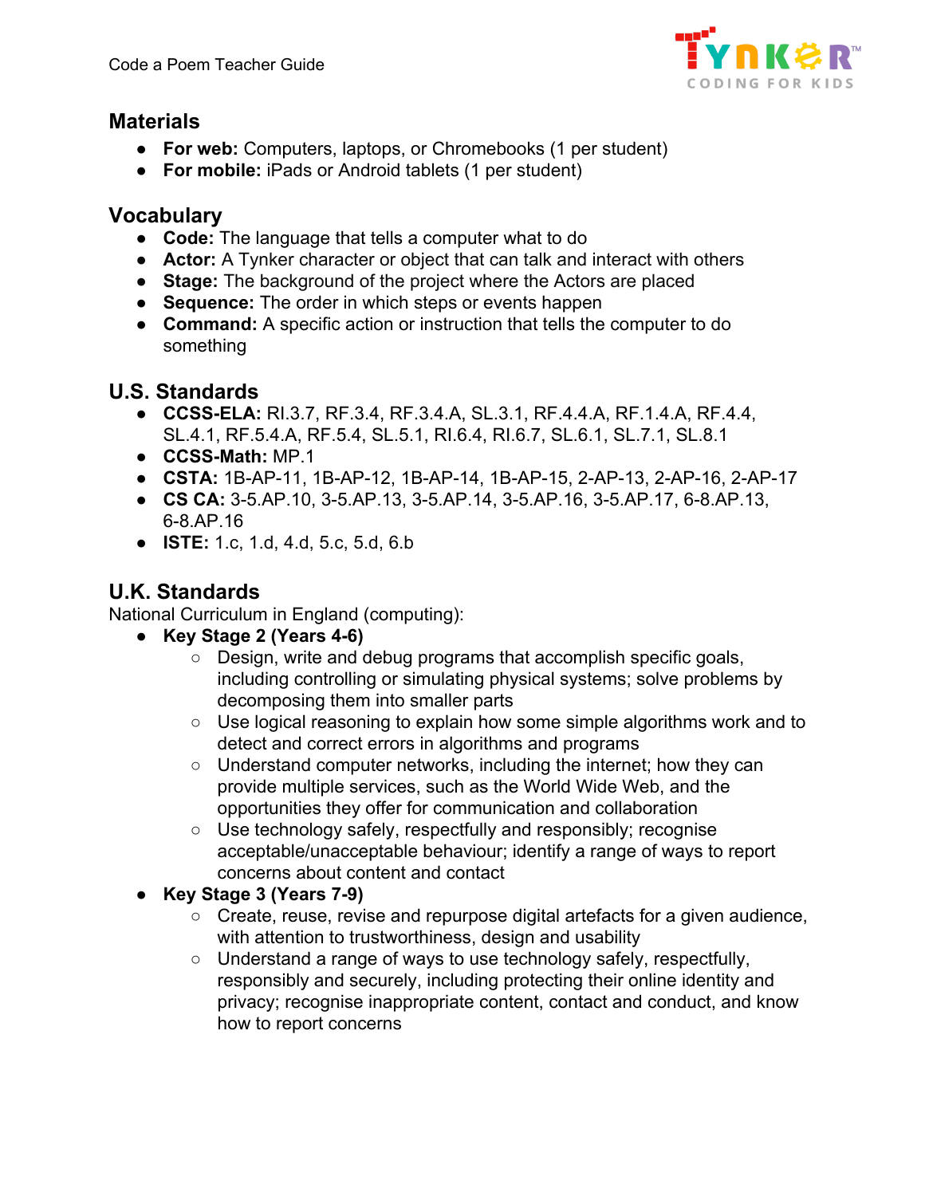## Materials

- **For web:** Computers, laptops, or Chromebooks (1 per student)
- **For mobile:** iPads or Android tablets (1 per student)

## Vocabulary

- **Code:** The language that tells a computer what to do
- **Actor:** A Tynker character or object that can talk and interact with others
- **Stage:** The background of the project where the Actors are placed
- **Sequence:** The order in which steps or events happen
- **Command:** A specific action or instruction that tells the computer to do something

## U.S. Standards

- **CCSS-ELA:** RI.3.7, RF.3.4, RF.3.4.A, SL.3.1, RF.4.4.A, RF.1.4.A, RF.4.4, SL.4.1, RF.5.4.A, RF.5.4, SL.5.1, RI.6.4, RI.6.7, SL.6.1, SL.7.1, SL.8.1
- **CCSS-Math:** MP.1
- **CSTA:** 1B-AP-11, 1B-AP-12, 1B-AP-14, 1B-AP-15, 2-AP-13, 2-AP-16, 2-AP-17
- **CS CA:** 3-5.AP.10, 3-5.AP.13, 3-5.AP.14, 3-5.AP.16, 3-5.AP.17, 6-8.AP.13, 6-8.AP.16
- **ISTE:** 1.c, 1.d, 4.d, 5.c, 5.d, 6.b

## U.K. Standards

National Curriculum in England (computing):

- **Key Stage 2 (Years 4-6)**
  - Design, write and debug programs that accomplish specific goals, including controlling or simulating physical systems; solve problems by decomposing them into smaller parts
  - Use logical reasoning to explain how some simple algorithms work and to detect and correct errors in algorithms and programs
  - Understand computer networks, including the internet; how they can provide multiple services, such as the World Wide Web, and the opportunities they offer for communication and collaboration
  - Use technology safely, respectfully and responsibly; recognise acceptable/unacceptable behaviour; identify a range of ways to report concerns about content and contact
- **Key Stage 3 (Years 7-9)**
  - Create, reuse, revise and repurpose digital artefacts for a given audience, with attention to trustworthiness, design and usability
  - Understand a range of ways to use technology safely, respectfully, responsibly and securely, including protecting their online identity and privacy; recognise inappropriate content, contact and conduct, and know how to report concerns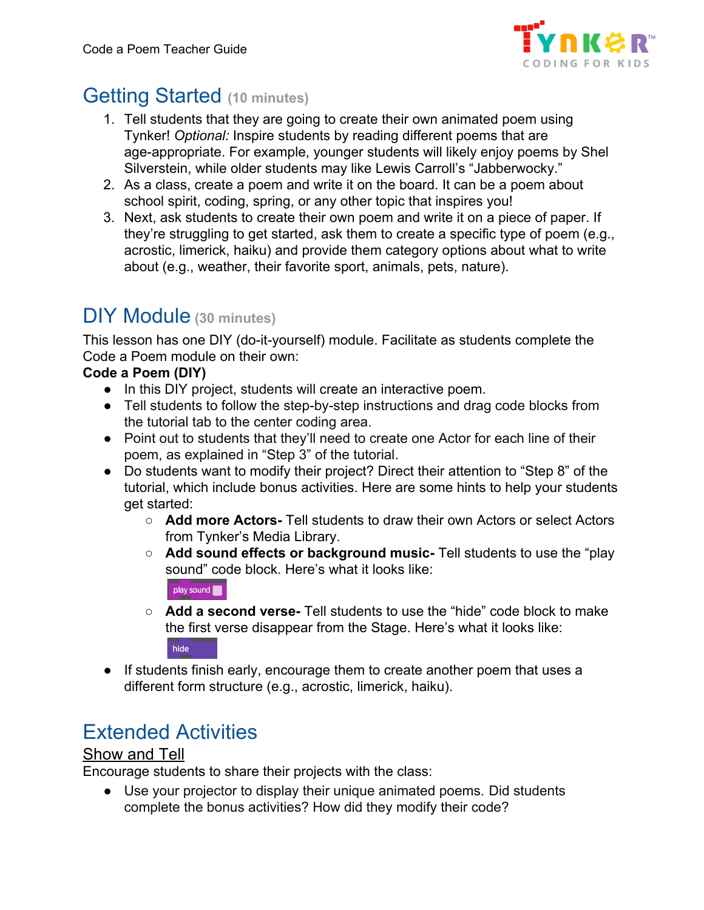# Getting Started (10 minutes)

1. Tell students that they are going to create their own animated poem using Tynker! *Optional:* Inspire students by reading different poems that are age-appropriate. For example, younger students will likely enjoy poems by Shel Silverstein, while older students may like Lewis Carroll's "Jabberwocky."
2. As a class, create a poem and write it on the board. It can be a poem about school spirit, coding, spring, or any other topic that inspires you!
3. Next, ask students to create their own poem and write it on a piece of paper. If they're struggling to get started, ask them to create a specific type of poem (e.g., acrostic, limerick, haiku) and provide them category options about what to write about (e.g., weather, their favorite sport, animals, pets, nature).

# DIY Module (30 minutes)

This lesson has one DIY (do-it-yourself) module. Facilitate as students complete the Code a Poem module on their own:

**Code a Poem (DIY)**

- In this DIY project, students will create an interactive poem.
- Tell students to follow the step-by-step instructions and drag code blocks from the tutorial tab to the center coding area.
- Point out to students that they'll need to create one Actor for each line of their poem, as explained in "Step 3" of the tutorial.
- Do students want to modify their project? Direct their attention to "Step 8" of the tutorial, which include bonus activities. Here are some hints to help your students get started:
  - **Add more Actors-** Tell students to draw their own Actors or select Actors from Tynker's Media Library.
  - **Add sound effects or background music-** Tell students to use the "play sound" code block. Here's what it looks like:
    play sound
  - **Add a second verse-** Tell students to use the "hide" code block to make the first verse disappear from the Stage. Here's what it looks like:
    hide
- If students finish early, encourage them to create another poem that uses a different form structure (e.g., acrostic, limerick, haiku).

# Extended Activities

## Show and Tell

Encourage students to share their projects with the class:

- Use your projector to display their unique animated poems. Did students complete the bonus activities? How did they modify their code?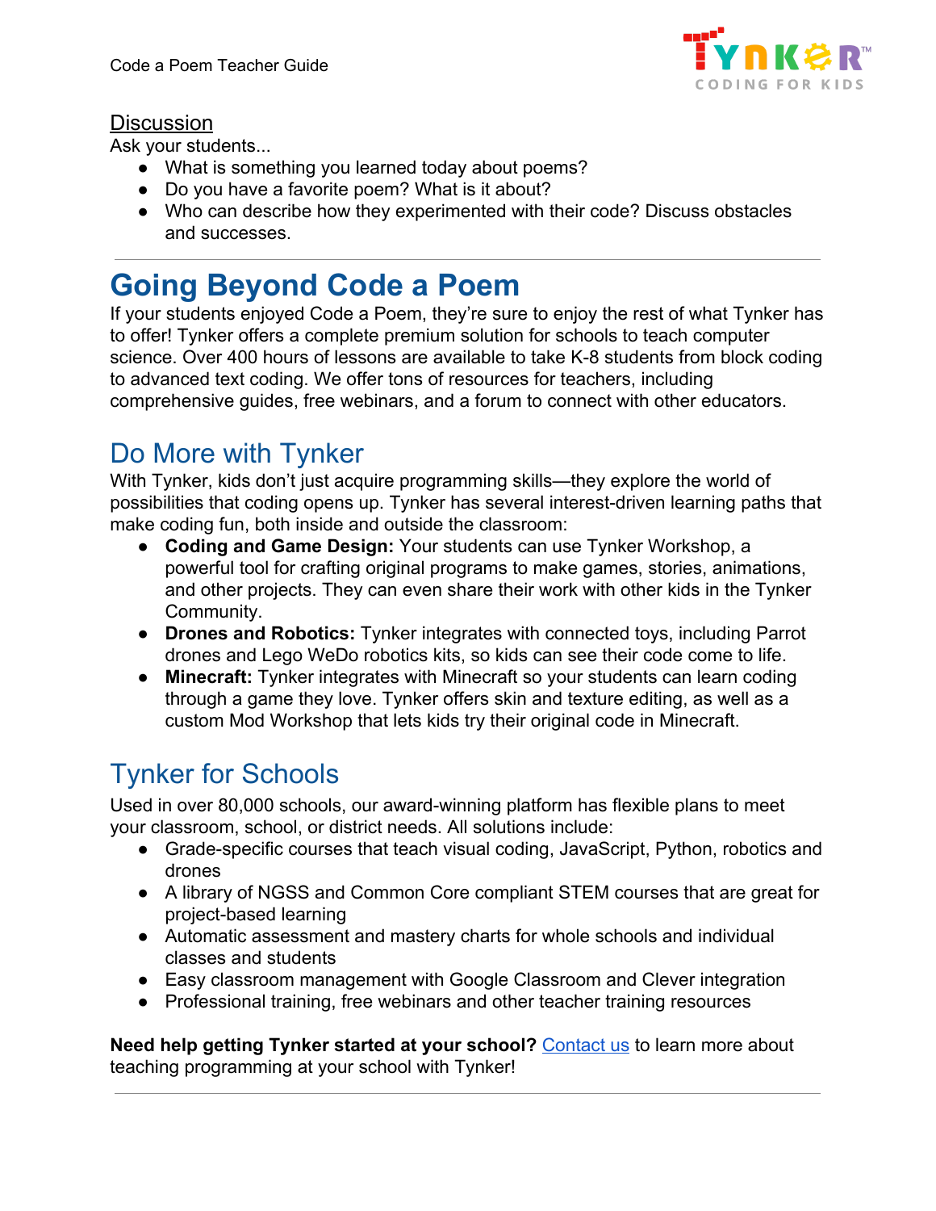## Discussion

Ask your students...

- What is something you learned today about poems?
- Do you have a favorite poem? What is it about?
- Who can describe how they experimented with their code? Discuss obstacles and successes.

# Going Beyond Code a Poem

If your students enjoyed Code a Poem, they're sure to enjoy the rest of what Tynker has to offer! Tynker offers a complete premium solution for schools to teach computer science. Over 400 hours of lessons are available to take K-8 students from block coding to advanced text coding. We offer tons of resources for teachers, including comprehensive guides, free webinars, and a forum to connect with other educators.

## Do More with Tynker

With Tynker, kids don't just acquire programming skills—they explore the world of possibilities that coding opens up. Tynker has several interest-driven learning paths that make coding fun, both inside and outside the classroom:

- **Coding and Game Design:** Your students can use Tynker Workshop, a powerful tool for crafting original programs to make games, stories, animations, and other projects. They can even share their work with other kids in the Tynker Community.
- **Drones and Robotics:** Tynker integrates with connected toys, including Parrot drones and Lego WeDo robotics kits, so kids can see their code come to life.
- **Minecraft:** Tynker integrates with Minecraft so your students can learn coding through a game they love. Tynker offers skin and texture editing, as well as a custom Mod Workshop that lets kids try their original code in Minecraft.

## Tynker for Schools

Used in over 80,000 schools, our award-winning platform has flexible plans to meet your classroom, school, or district needs. All solutions include:

- Grade-specific courses that teach visual coding, JavaScript, Python, robotics and drones
- A library of NGSS and Common Core compliant STEM courses that are great for project-based learning
- Automatic assessment and mastery charts for whole schools and individual classes and students
- Easy classroom management with Google Classroom and Clever integration
- Professional training, free webinars and other teacher training resources

**Need help getting Tynker started at your school?** Contact us to learn more about teaching programming at your school with Tynker!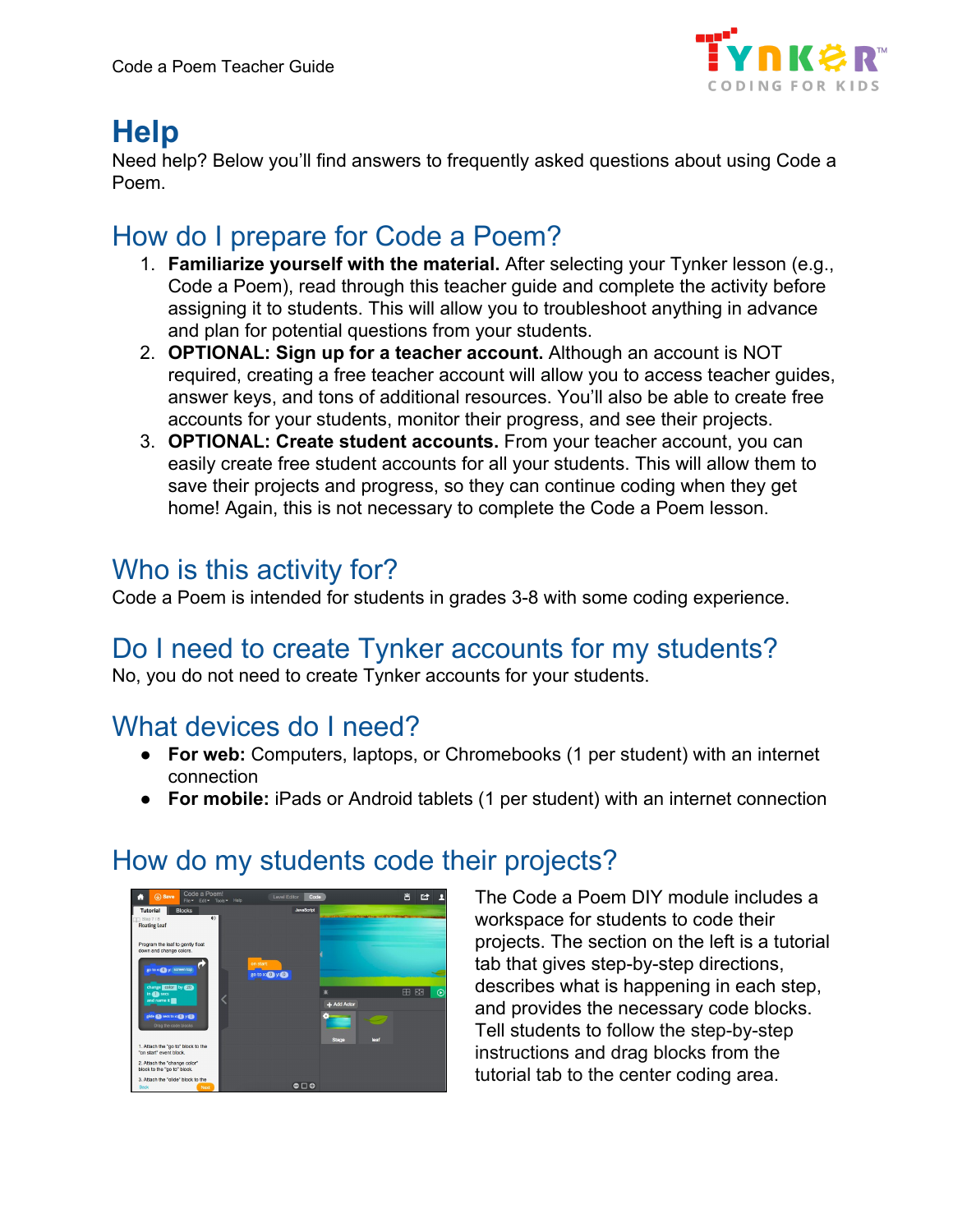# Help

Need help? Below you'll find answers to frequently asked questions about using Code a Poem.

## How do I prepare for Code a Poem?

1. **Familiarize yourself with the material.** After selecting your Tynker lesson (e.g., Code a Poem), read through this teacher guide and complete the activity before assigning it to students. This will allow you to troubleshoot anything in advance and plan for potential questions from your students.
2. **OPTIONAL: Sign up for a teacher account.** Although an account is NOT required, creating a free teacher account will allow you to access teacher guides, answer keys, and tons of additional resources. You'll also be able to create free accounts for your students, monitor their progress, and see their projects.
3. **OPTIONAL: Create student accounts.** From your teacher account, you can easily create free student accounts for all your students. This will allow them to save their projects and progress, so they can continue coding when they get home! Again, this is not necessary to complete the Code a Poem lesson.

## Who is this activity for?

Code a Poem is intended for students in grades 3-8 with some coding experience.

## Do I need to create Tynker accounts for my students?

No, you do not need to create Tynker accounts for your students.

## What devices do I need?

- **For web:** Computers, laptops, or Chromebooks (1 per student) with an internet connection
- **For mobile:** iPads or Android tablets (1 per student) with an internet connection

## How do my students code their projects?

The Code a Poem DIY module includes a workspace for students to code their projects. The section on the left is a tutorial tab that gives step-by-step directions, describes what is happening in each step, and provides the necessary code blocks. Tell students to follow the step-by-step instructions and drag blocks from the tutorial tab to the center coding area.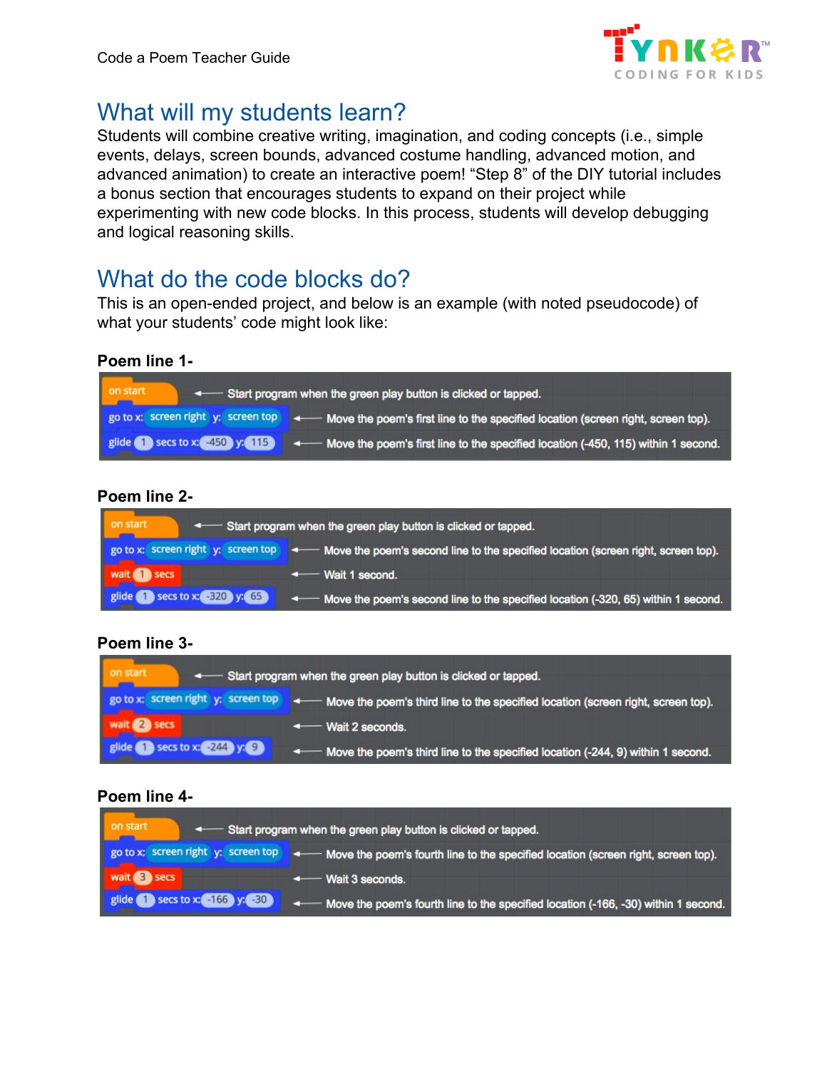# What will my students learn?

Students will combine creative writing, imagination, and coding concepts (i.e., simple events, delays, screen bounds, advanced costume handling, advanced motion, and advanced animation) to create an interactive poem! "Step 8" of the DIY tutorial includes a bonus section that encourages students to expand on their project while experimenting with new code blocks. In this process, students will develop debugging and logical reasoning skills.

# What do the code blocks do?

This is an open-ended project, and below is an example (with noted pseudocode) of what your students' code might look like:

**Poem line 1-**

```
on start                                      <- Start program when the green play button is clicked or tapped.
go to x: screen right y: screen top           <- Move the poem's first line to the specified location (screen right, screen top).
glide 1 secs to x: -450 y: 115                <- Move the poem's first line to the specified location (-450, 115) within 1 second.
```

**Poem line 2-**

```
on start                                      <- Start program when the green play button is clicked or tapped.
go to x: screen right y: screen top           <- Move the poem's second line to the specified location (screen right, screen top).
wait 1 secs                                   <- Wait 1 second.
glide 1 secs to x: -320 y: 65                 <- Move the poem's second line to the specified location (-320, 65) within 1 second.
```

**Poem line 3-**

```
on start                                      <- Start program when the green play button is clicked or tapped.
go to x: screen right y: screen top           <- Move the poem's third line to the specified location (screen right, screen top).
wait 2 secs                                   <- Wait 2 seconds.
glide 1 secs to x: -244 y: 9                  <- Move the poem's third line to the specified location (-244, 9) within 1 second.
```

**Poem line 4-**

```
on start                                      <- Start program when the green play button is clicked or tapped.
go to x: screen right y: screen top           <- Move the poem's fourth line to the specified location (screen right, screen top).
wait 3 secs                                   <- Wait 3 seconds.
glide 1 secs to x: -166 y: -30                <- Move the poem's fourth line to the specified location (-166, -30) within 1 second.
```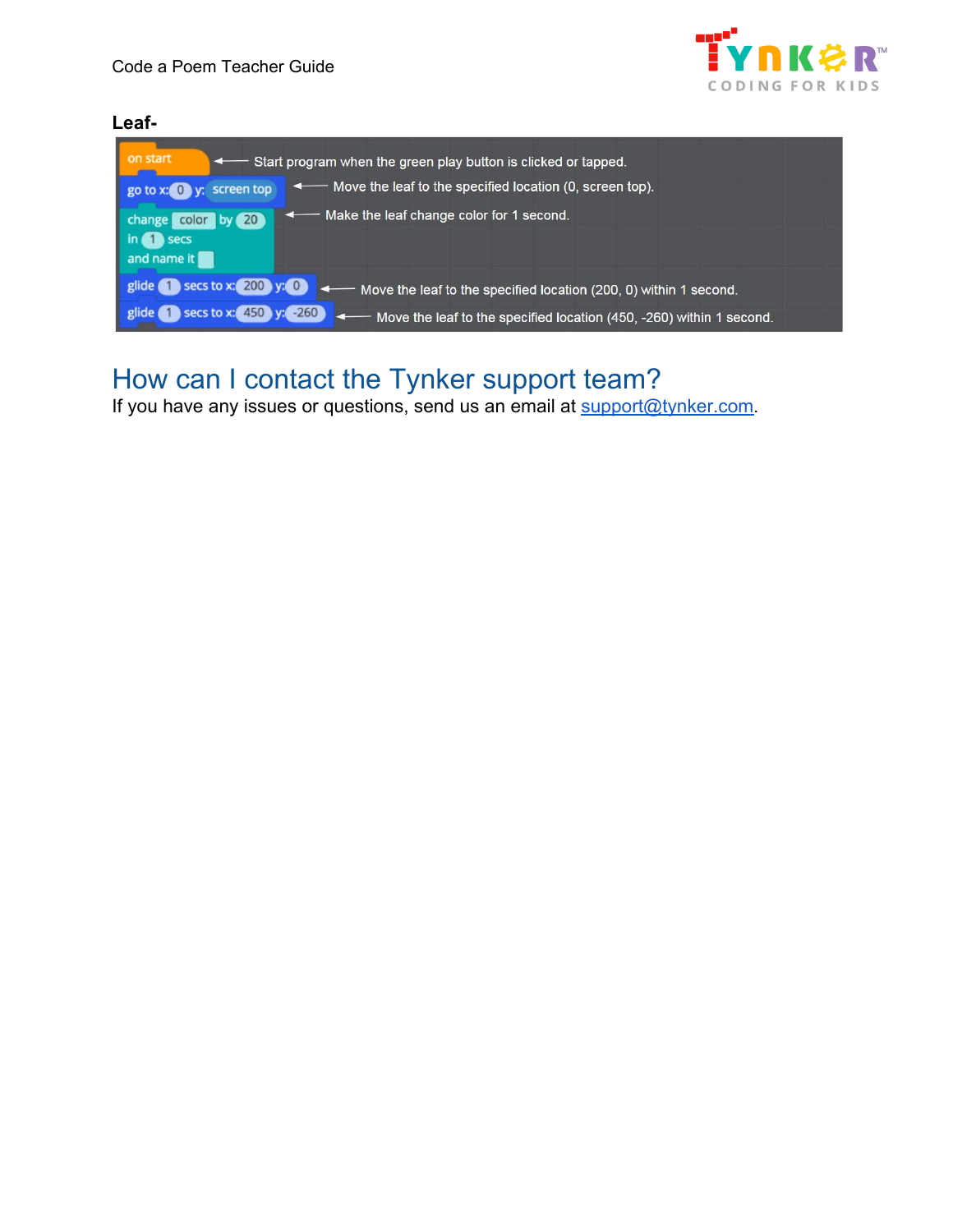**Leaf-**

```
on start                                  ← Start program when the green play button is clicked or tapped.
go to x: 0 y: screen top                  ← Move the leaf to the specified location (0, screen top).
change color by 20 in 1 secs and name it  ← Make the leaf change color for 1 second.
glide 1 secs to x: 200 y: 0               ← Move the leaf to the specified location (200, 0) within 1 second.
glide 1 secs to x: 450 y: -260            ← Move the leaf to the specified location (450, -260) within 1 second.
```

## How can I contact the Tynker support team?

If you have any issues or questions, send us an email at [support@tynker.com](mailto:support@tynker.com).